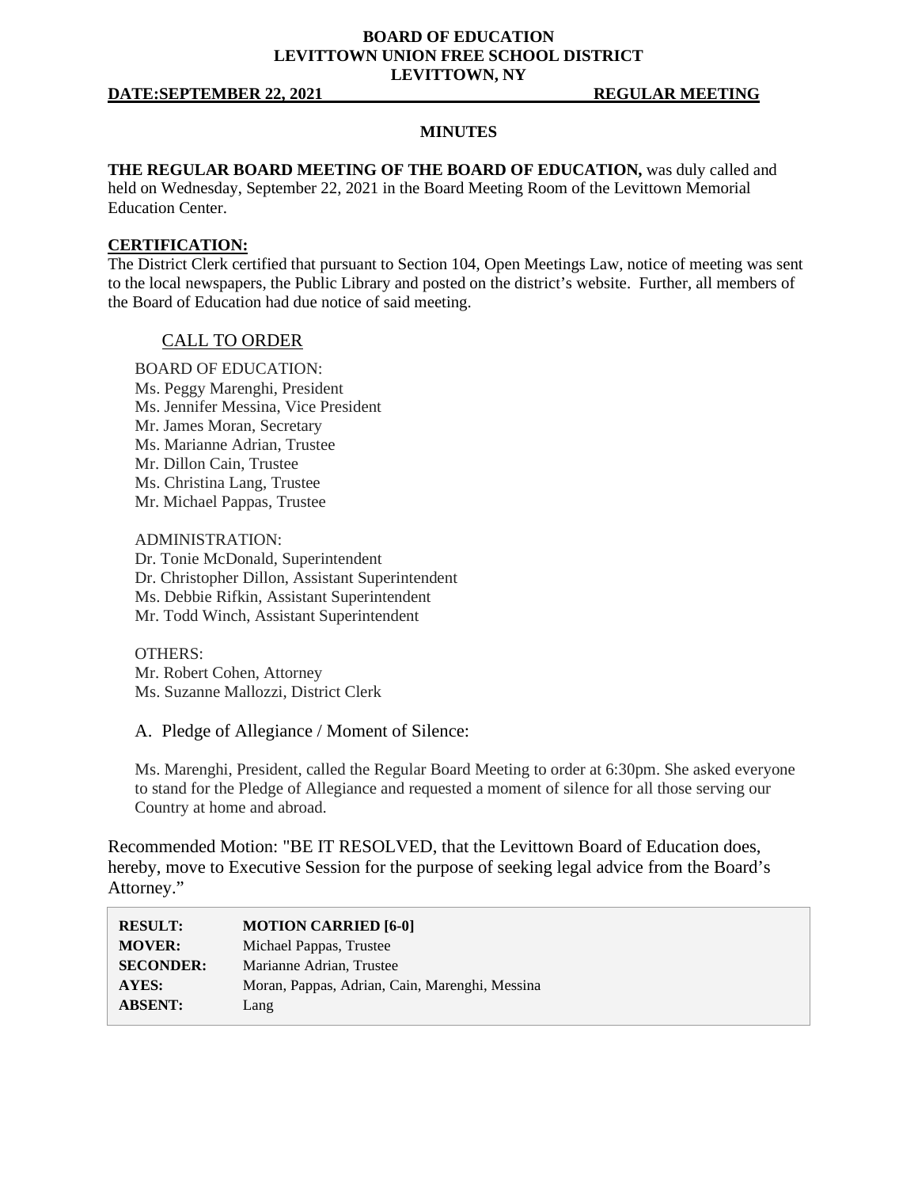**BOARD OF EDUCATION**
**LEVITTOWN UNION FREE SCHOOL DISTRICT**
**LEVITTOWN, NY**

**DATE:SEPTEMBER 22, 2021** **REGULAR MEETING**

## MINUTES

**THE REGULAR BOARD MEETING OF THE BOARD OF EDUCATION,** was duly called and held on Wednesday, September 22, 2021 in the Board Meeting Room of the Levittown Memorial Education Center.

**CERTIFICATION:**
The District Clerk certified that pursuant to Section 104, Open Meetings Law, notice of meeting was sent to the local newspapers, the Public Library and posted on the district's website. Further, all members of the Board of Education had due notice of said meeting.

### CALL TO ORDER

BOARD OF EDUCATION:
Ms. Peggy Marenghi, President
Ms. Jennifer Messina, Vice President
Mr. James Moran, Secretary
Ms. Marianne Adrian, Trustee
Mr. Dillon Cain, Trustee
Ms. Christina Lang, Trustee
Mr. Michael Pappas, Trustee

ADMINISTRATION:
Dr. Tonie McDonald, Superintendent
Dr. Christopher Dillon, Assistant Superintendent
Ms. Debbie Rifkin, Assistant Superintendent
Mr. Todd Winch, Assistant Superintendent

OTHERS:
Mr. Robert Cohen, Attorney
Ms. Suzanne Mallozzi, District Clerk

A. Pledge of Allegiance / Moment of Silence:

Ms. Marenghi, President, called the Regular Board Meeting to order at 6:30pm. She asked everyone to stand for the Pledge of Allegiance and requested a moment of silence for all those serving our Country at home and abroad.

Recommended Motion: "BE IT RESOLVED, that the Levittown Board of Education does, hereby, move to Executive Session for the purpose of seeking legal advice from the Board's Attorney."

| | |
|---|---|
| **RESULT:** | **MOTION CARRIED [6-0]** |
| **MOVER:** | Michael Pappas, Trustee |
| **SECONDER:** | Marianne Adrian, Trustee |
| **AYES:** | Moran, Pappas, Adrian, Cain, Marenghi, Messina |
| **ABSENT:** | Lang |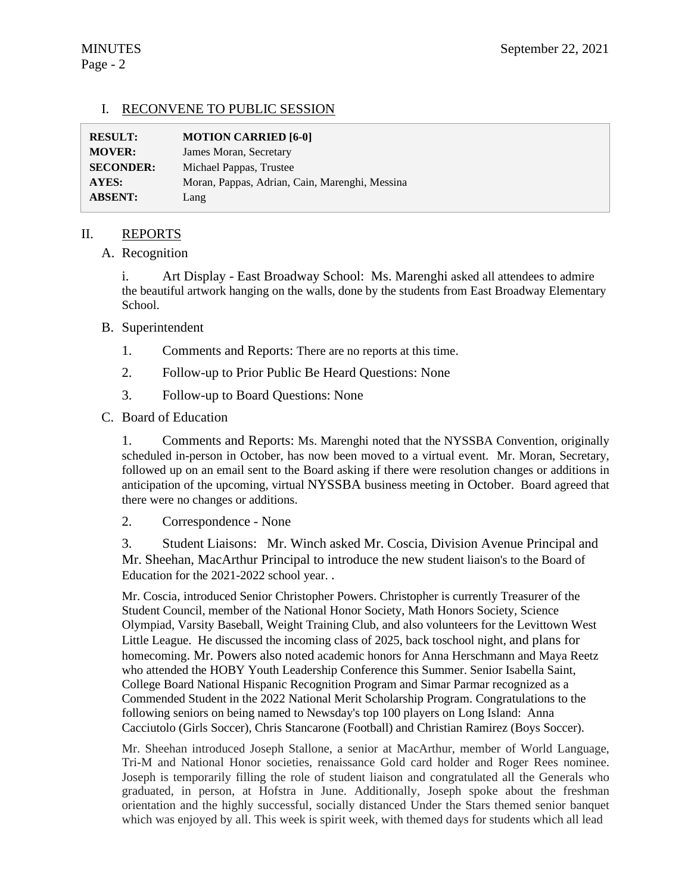## I. RECONVENE TO PUBLIC SESSION

| | |
|---|---|
| **RESULT:** | **MOTION CARRIED [6-0]** |
| **MOVER:** | James Moran, Secretary |
| **SECONDER:** | Michael Pappas, Trustee |
| **AYES:** | Moran, Pappas, Adrian, Cain, Marenghi, Messina |
| **ABSENT:** | Lang |

## II. REPORTS

### A. Recognition

i. Art Display - East Broadway School: Ms. Marenghi asked all attendees to admire the beautiful artwork hanging on the walls, done by the students from East Broadway Elementary School.

### B. Superintendent

1. Comments and Reports: There are no reports at this time.

2. Follow-up to Prior Public Be Heard Questions: None

3. Follow-up to Board Questions: None

### C. Board of Education

1. Comments and Reports: Ms. Marenghi noted that the NYSSBA Convention, originally scheduled in-person in October, has now been moved to a virtual event. Mr. Moran, Secretary, followed up on an email sent to the Board asking if there were resolution changes or additions in anticipation of the upcoming, virtual NYSSBA business meeting in October. Board agreed that there were no changes or additions.

2. Correspondence - None

3. Student Liaisons: Mr. Winch asked Mr. Coscia, Division Avenue Principal and Mr. Sheehan, MacArthur Principal to introduce the new student liaison's to the Board of Education for the 2021-2022 school year. .

Mr. Coscia, introduced Senior Christopher Powers. Christopher is currently Treasurer of the Student Council, member of the National Honor Society, Math Honors Society, Science Olympiad, Varsity Baseball, Weight Training Club, and also volunteers for the Levittown West Little League. He discussed the incoming class of 2025, back toschool night, and plans for homecoming. Mr. Powers also noted academic honors for Anna Herschmann and Maya Reetz who attended the HOBY Youth Leadership Conference this Summer. Senior Isabella Saint, College Board National Hispanic Recognition Program and Simar Parmar recognized as a Commended Student in the 2022 National Merit Scholarship Program. Congratulations to the following seniors on being named to Newsday's top 100 players on Long Island: Anna Cacciutolo (Girls Soccer), Chris Stancarone (Football) and Christian Ramirez (Boys Soccer).

Mr. Sheehan introduced Joseph Stallone, a senior at MacArthur, member of World Language, Tri-M and National Honor societies, renaissance Gold card holder and Roger Rees nominee. Joseph is temporarily filling the role of student liaison and congratulated all the Generals who graduated, in person, at Hofstra in June. Additionally, Joseph spoke about the freshman orientation and the highly successful, socially distanced Under the Stars themed senior banquet which was enjoyed by all. This week is spirit week, with themed days for students which all lead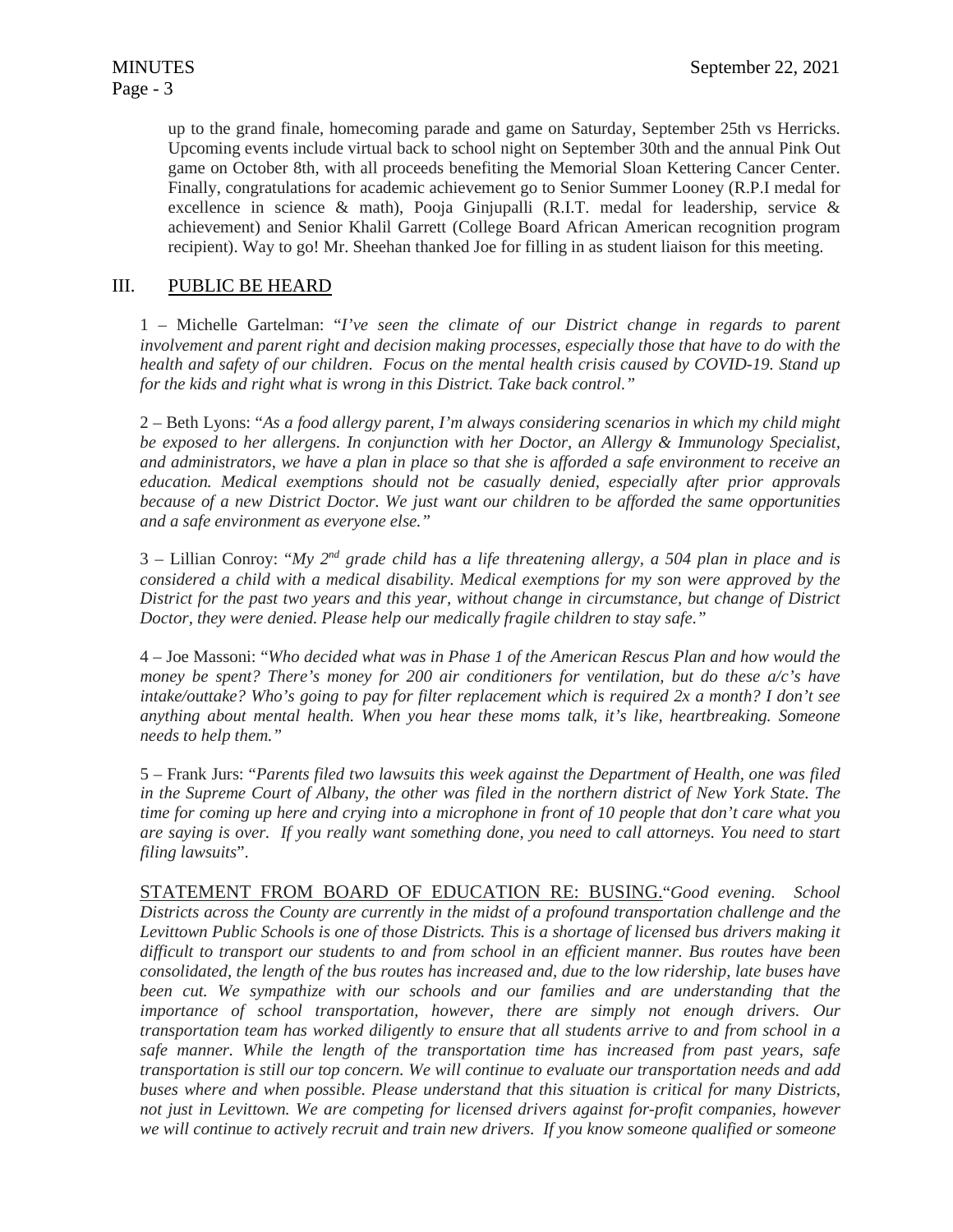up to the grand finale, homecoming parade and game on Saturday, September 25th vs Herricks. Upcoming events include virtual back to school night on September 30th and the annual Pink Out game on October 8th, with all proceeds benefiting the Memorial Sloan Kettering Cancer Center. Finally, congratulations for academic achievement go to Senior Summer Looney (R.P.I medal for excellence in science & math), Pooja Ginjupalli (R.I.T. medal for leadership, service & achievement) and Senior Khalil Garrett (College Board African American recognition program recipient). Way to go! Mr. Sheehan thanked Joe for filling in as student liaison for this meeting.

## III. PUBLIC BE HEARD

1 – Michelle Gartelman: "*I've seen the climate of our District change in regards to parent involvement and parent right and decision making processes, especially those that have to do with the health and safety of our children. Focus on the mental health crisis caused by COVID-19. Stand up for the kids and right what is wrong in this District. Take back control.*"

2 – Beth Lyons: "*As a food allergy parent, I'm always considering scenarios in which my child might be exposed to her allergens. In conjunction with her Doctor, an Allergy & Immunology Specialist, and administrators, we have a plan in place so that she is afforded a safe environment to receive an education. Medical exemptions should not be casually denied, especially after prior approvals because of a new District Doctor. We just want our children to be afforded the same opportunities and a safe environment as everyone else.*"

3 – Lillian Conroy: "*My 2nd grade child has a life threatening allergy, a 504 plan in place and is considered a child with a medical disability. Medical exemptions for my son were approved by the District for the past two years and this year, without change in circumstance, but change of District Doctor, they were denied. Please help our medically fragile children to stay safe.*"

4 – Joe Massoni: "*Who decided what was in Phase 1 of the American Rescus Plan and how would the money be spent? There's money for 200 air conditioners for ventilation, but do these a/c's have intake/outtake? Who's going to pay for filter replacement which is required 2x a month? I don't see anything about mental health. When you hear these moms talk, it's like, heartbreaking. Someone needs to help them.*"

5 – Frank Jurs: "*Parents filed two lawsuits this week against the Department of Health, one was filed in the Supreme Court of Albany, the other was filed in the northern district of New York State. The time for coming up here and crying into a microphone in front of 10 people that don't care what you are saying is over. If you really want something done, you need to call attorneys. You need to start filing lawsuits*".

STATEMENT FROM BOARD OF EDUCATION RE: BUSING."*Good evening. School Districts across the County are currently in the midst of a profound transportation challenge and the Levittown Public Schools is one of those Districts. This is a shortage of licensed bus drivers making it difficult to transport our students to and from school in an efficient manner. Bus routes have been consolidated, the length of the bus routes has increased and, due to the low ridership, late buses have been cut. We sympathize with our schools and our families and are understanding that the importance of school transportation, however, there are simply not enough drivers. Our transportation team has worked diligently to ensure that all students arrive to and from school in a safe manner. While the length of the transportation time has increased from past years, safe transportation is still our top concern. We will continue to evaluate our transportation needs and add buses where and when possible. Please understand that this situation is critical for many Districts, not just in Levittown. We are competing for licensed drivers against for-profit companies, however we will continue to actively recruit and train new drivers. If you know someone qualified or someone*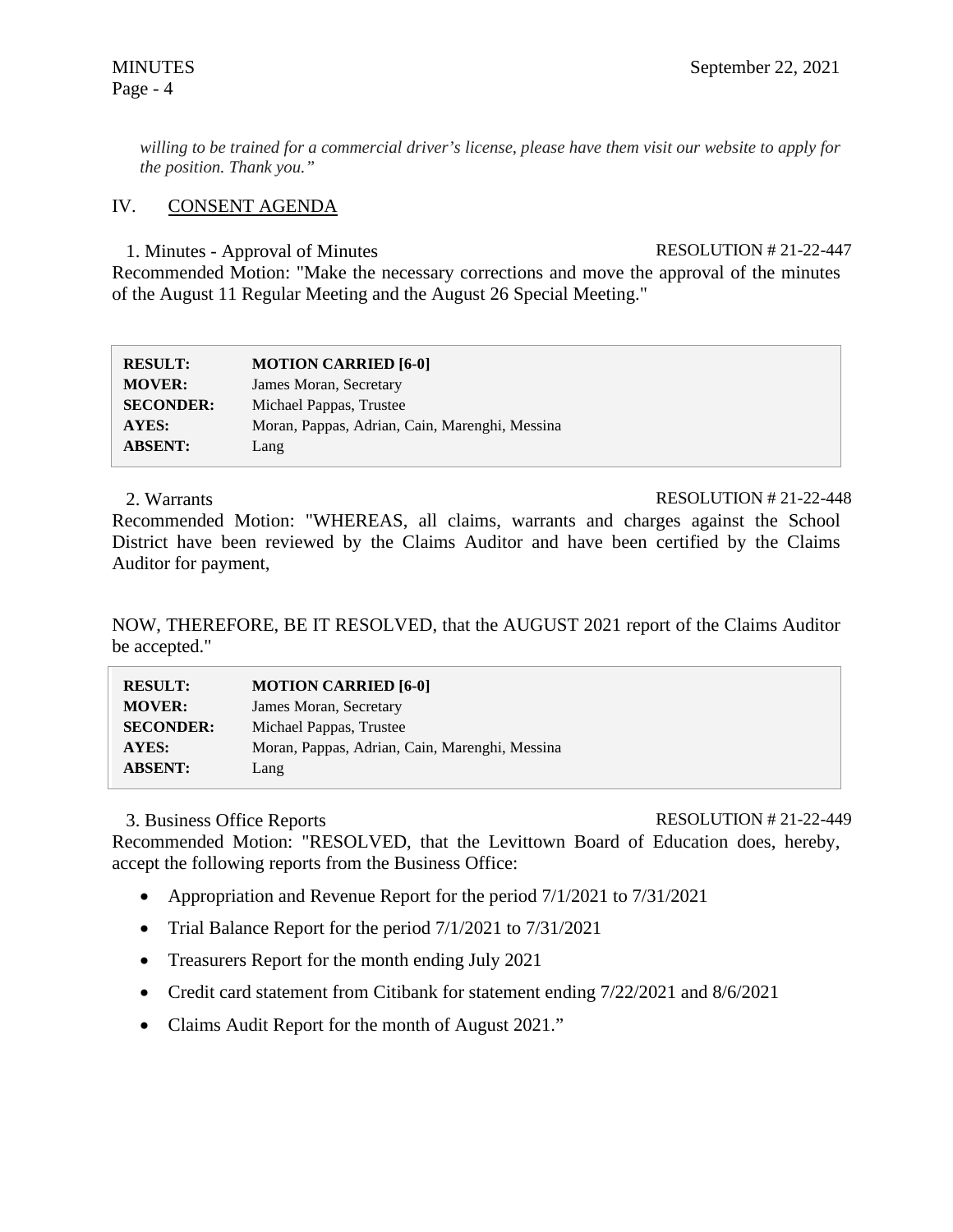*willing to be trained for a commercial driver's license, please have them visit our website to apply for the position. Thank you."*

## IV. CONSENT AGENDA

1. Minutes - Approval of Minutes RESOLUTION # 21-22-447

Recommended Motion: "Make the necessary corrections and move the approval of the minutes of the August 11 Regular Meeting and the August 26 Special Meeting."

| | |
|---|---|
| **RESULT:** | **MOTION CARRIED [6-0]** |
| **MOVER:** | James Moran, Secretary |
| **SECONDER:** | Michael Pappas, Trustee |
| **AYES:** | Moran, Pappas, Adrian, Cain, Marenghi, Messina |
| **ABSENT:** | Lang |

2. Warrants RESOLUTION # 21-22-448

Recommended Motion: "WHEREAS, all claims, warrants and charges against the School District have been reviewed by the Claims Auditor and have been certified by the Claims Auditor for payment,

NOW, THEREFORE, BE IT RESOLVED, that the AUGUST 2021 report of the Claims Auditor be accepted."

| | |
|---|---|
| **RESULT:** | **MOTION CARRIED [6-0]** |
| **MOVER:** | James Moran, Secretary |
| **SECONDER:** | Michael Pappas, Trustee |
| **AYES:** | Moran, Pappas, Adrian, Cain, Marenghi, Messina |
| **ABSENT:** | Lang |

3. Business Office Reports RESOLUTION # 21-22-449

Recommended Motion: "RESOLVED, that the Levittown Board of Education does, hereby, accept the following reports from the Business Office:

- Appropriation and Revenue Report for the period 7/1/2021 to 7/31/2021
- Trial Balance Report for the period 7/1/2021 to 7/31/2021
- Treasurers Report for the month ending July 2021
- Credit card statement from Citibank for statement ending 7/22/2021 and 8/6/2021
- Claims Audit Report for the month of August 2021."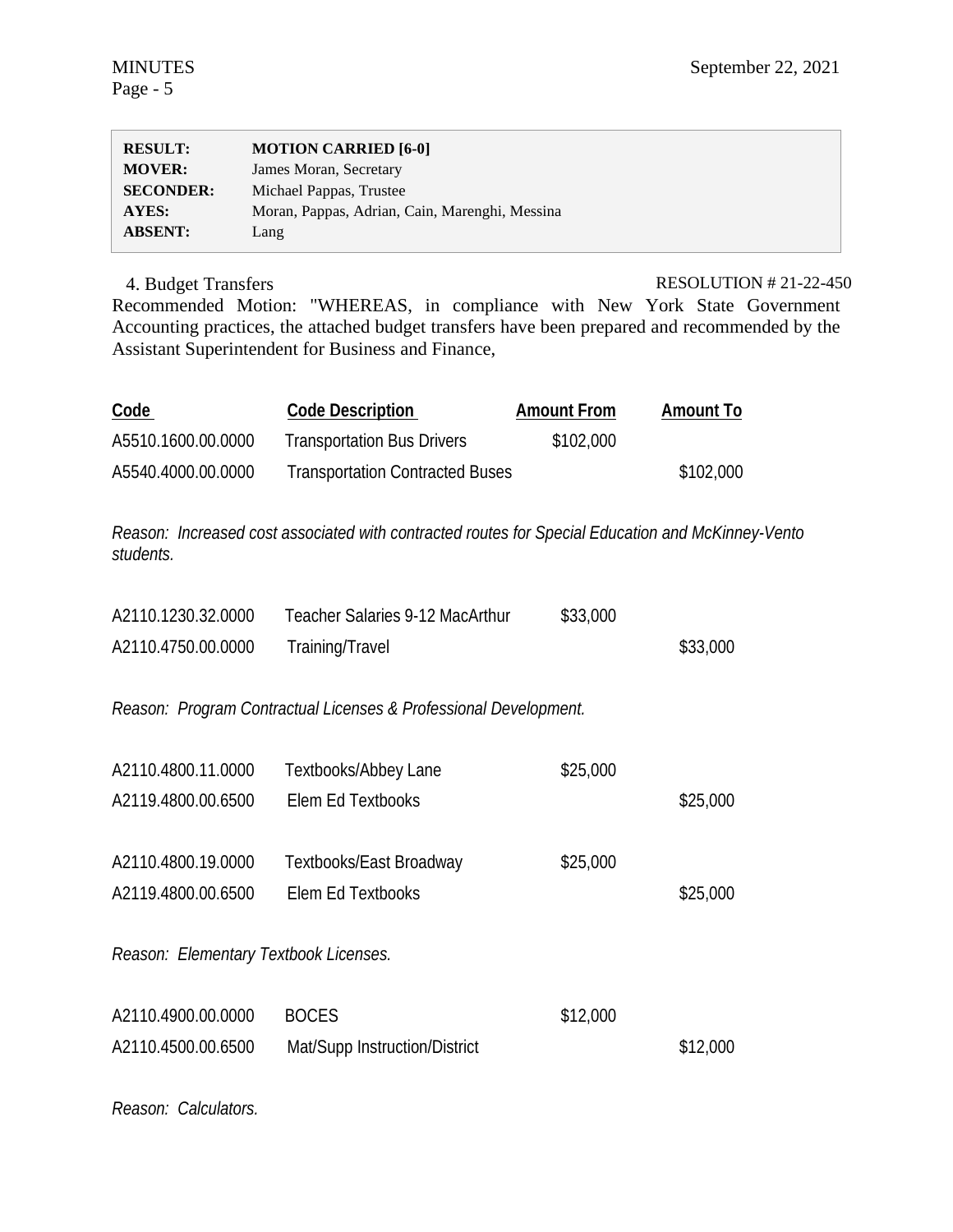| | |
|---|---|
| **RESULT:** | **MOTION CARRIED [6-0]** |
| **MOVER:** | James Moran, Secretary |
| **SECONDER:** | Michael Pappas, Trustee |
| **AYES:** | Moran, Pappas, Adrian, Cain, Marenghi, Messina |
| **ABSENT:** | Lang |

4. Budget Transfers RESOLUTION # 21-22-450

Recommended Motion: "WHEREAS, in compliance with New York State Government Accounting practices, the attached budget transfers have been prepared and recommended by the Assistant Superintendent for Business and Finance,

| Code | Code Description | Amount From | Amount To |
|---|---|---|---|
| A5510.1600.00.0000 | Transportation Bus Drivers | $102,000 | |
| A5540.4000.00.0000 | Transportation Contracted Buses | | $102,000 |

*Reason: Increased cost associated with contracted routes for Special Education and McKinney-Vento students.*

| Code | Code Description | Amount From | Amount To |
|---|---|---|---|
| A2110.1230.32.0000 | Teacher Salaries 9-12 MacArthur | $33,000 | |
| A2110.4750.00.0000 | Training/Travel | | $33,000 |

*Reason: Program Contractual Licenses & Professional Development.*

| Code | Code Description | Amount From | Amount To |
|---|---|---|---|
| A2110.4800.11.0000 | Textbooks/Abbey Lane | $25,000 | |
| A2119.4800.00.6500 | Elem Ed Textbooks | | $25,000 |
| A2110.4800.19.0000 | Textbooks/East Broadway | $25,000 | |
| A2119.4800.00.6500 | Elem Ed Textbooks | | $25,000 |

*Reason: Elementary Textbook Licenses.*

| Code | Code Description | Amount From | Amount To |
|---|---|---|---|
| A2110.4900.00.0000 | BOCES | $12,000 | |
| A2110.4500.00.6500 | Mat/Supp Instruction/District | | $12,000 |

*Reason: Calculators.*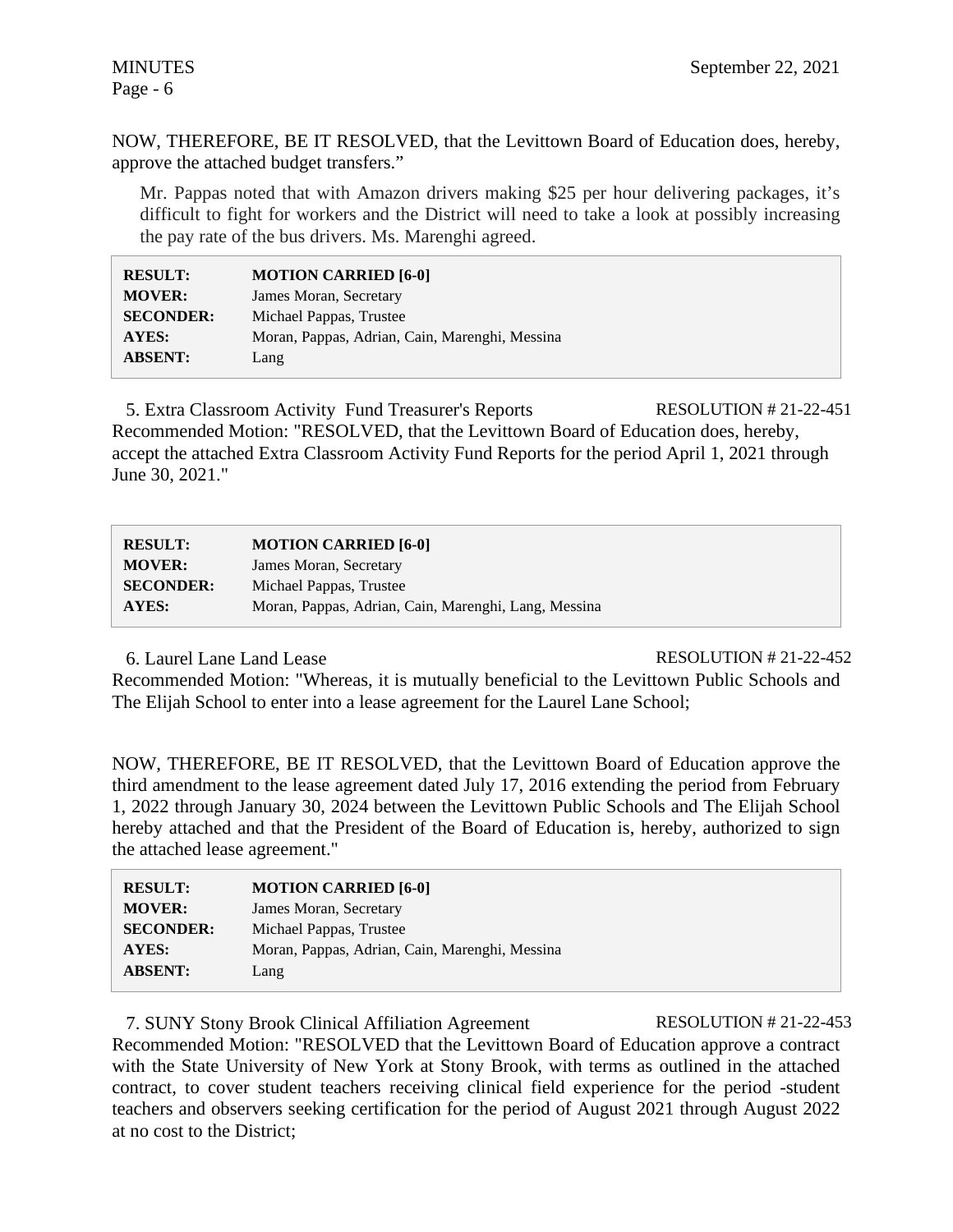NOW, THEREFORE, BE IT RESOLVED, that the Levittown Board of Education does, hereby, approve the attached budget transfers."

Mr. Pappas noted that with Amazon drivers making $25 per hour delivering packages, it's difficult to fight for workers and the District will need to take a look at possibly increasing the pay rate of the bus drivers. Ms. Marenghi agreed.

| | |
|---|---|
| **RESULT:** | **MOTION CARRIED [6-0]** |
| **MOVER:** | James Moran, Secretary |
| **SECONDER:** | Michael Pappas, Trustee |
| **AYES:** | Moran, Pappas, Adrian, Cain, Marenghi, Messina |
| **ABSENT:** | Lang |

5. Extra Classroom Activity Fund Treasurer's Reports — RESOLUTION # 21-22-451

Recommended Motion: "RESOLVED, that the Levittown Board of Education does, hereby, accept the attached Extra Classroom Activity Fund Reports for the period April 1, 2021 through June 30, 2021."

| | |
|---|---|
| **RESULT:** | **MOTION CARRIED [6-0]** |
| **MOVER:** | James Moran, Secretary |
| **SECONDER:** | Michael Pappas, Trustee |
| **AYES:** | Moran, Pappas, Adrian, Cain, Marenghi, Lang, Messina |

6. Laurel Lane Land Lease — RESOLUTION # 21-22-452

Recommended Motion: "Whereas, it is mutually beneficial to the Levittown Public Schools and The Elijah School to enter into a lease agreement for the Laurel Lane School;

NOW, THEREFORE, BE IT RESOLVED, that the Levittown Board of Education approve the third amendment to the lease agreement dated July 17, 2016 extending the period from February 1, 2022 through January 30, 2024 between the Levittown Public Schools and The Elijah School hereby attached and that the President of the Board of Education is, hereby, authorized to sign the attached lease agreement."

| | |
|---|---|
| **RESULT:** | **MOTION CARRIED [6-0]** |
| **MOVER:** | James Moran, Secretary |
| **SECONDER:** | Michael Pappas, Trustee |
| **AYES:** | Moran, Pappas, Adrian, Cain, Marenghi, Messina |
| **ABSENT:** | Lang |

7. SUNY Stony Brook Clinical Affiliation Agreement — RESOLUTION # 21-22-453

Recommended Motion: "RESOLVED that the Levittown Board of Education approve a contract with the State University of New York at Stony Brook, with terms as outlined in the attached contract, to cover student teachers receiving clinical field experience for the period -student teachers and observers seeking certification for the period of August 2021 through August 2022 at no cost to the District;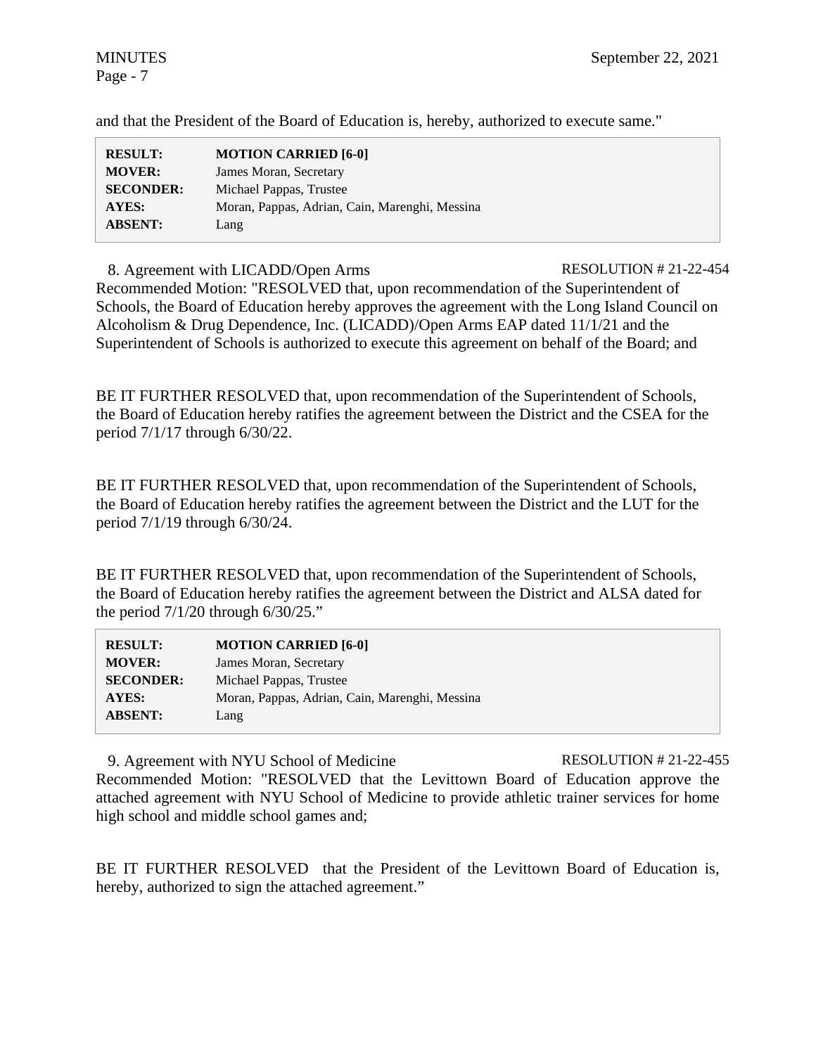and that the President of the Board of Education is, hereby, authorized to execute same."

| | |
|---|---|
| **RESULT:** | **MOTION CARRIED [6-0]** |
| **MOVER:** | James Moran, Secretary |
| **SECONDER:** | Michael Pappas, Trustee |
| **AYES:** | Moran, Pappas, Adrian, Cain, Marenghi, Messina |
| **ABSENT:** | Lang |

8. Agreement with LICADD/Open Arms RESOLUTION # 21-22-454

Recommended Motion: "RESOLVED that, upon recommendation of the Superintendent of Schools, the Board of Education hereby approves the agreement with the Long Island Council on Alcoholism & Drug Dependence, Inc. (LICADD)/Open Arms EAP dated 11/1/21 and the Superintendent of Schools is authorized to execute this agreement on behalf of the Board; and

BE IT FURTHER RESOLVED that, upon recommendation of the Superintendent of Schools, the Board of Education hereby ratifies the agreement between the District and the CSEA for the period 7/1/17 through 6/30/22.

BE IT FURTHER RESOLVED that, upon recommendation of the Superintendent of Schools, the Board of Education hereby ratifies the agreement between the District and the LUT for the period 7/1/19 through 6/30/24.

BE IT FURTHER RESOLVED that, upon recommendation of the Superintendent of Schools, the Board of Education hereby ratifies the agreement between the District and ALSA dated for the period 7/1/20 through 6/30/25."

| | |
|---|---|
| **RESULT:** | **MOTION CARRIED [6-0]** |
| **MOVER:** | James Moran, Secretary |
| **SECONDER:** | Michael Pappas, Trustee |
| **AYES:** | Moran, Pappas, Adrian, Cain, Marenghi, Messina |
| **ABSENT:** | Lang |

9. Agreement with NYU School of Medicine RESOLUTION # 21-22-455

Recommended Motion: "RESOLVED that the Levittown Board of Education approve the attached agreement with NYU School of Medicine to provide athletic trainer services for home high school and middle school games and;

BE IT FURTHER RESOLVED that the President of the Levittown Board of Education is, hereby, authorized to sign the attached agreement."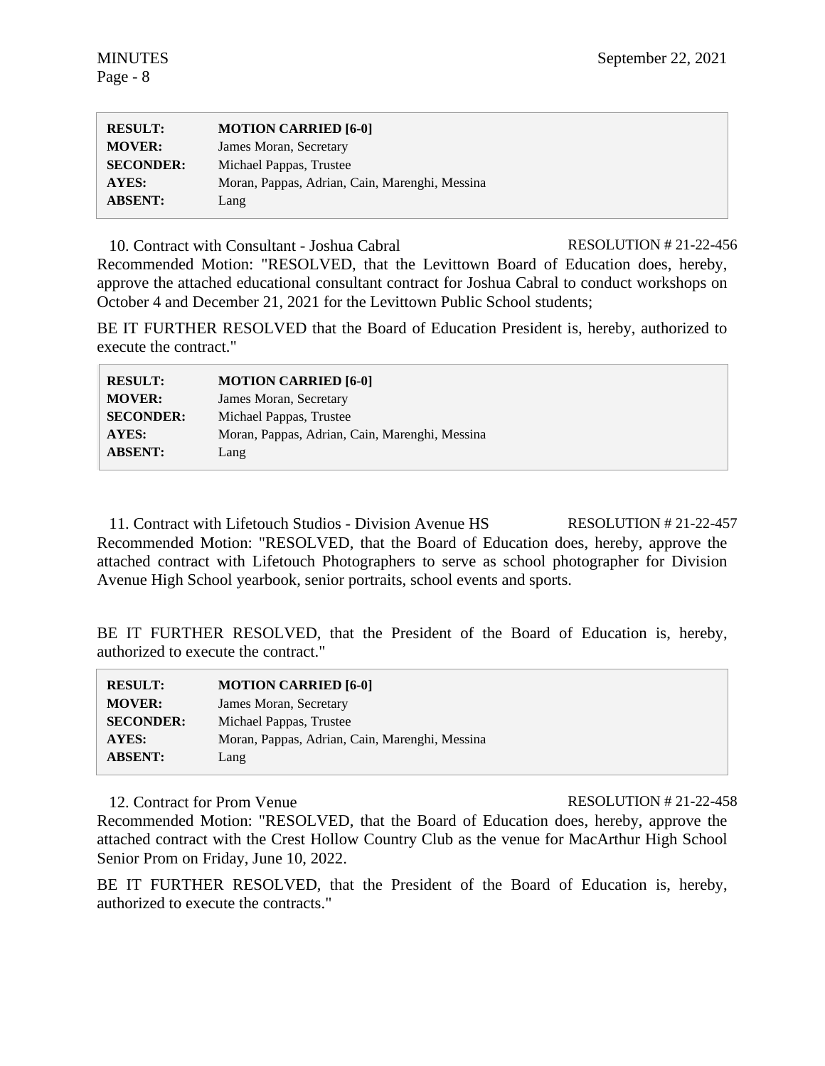| | |
|---|---|
| **RESULT:** | **MOTION CARRIED [6-0]** |
| **MOVER:** | James Moran, Secretary |
| **SECONDER:** | Michael Pappas, Trustee |
| **AYES:** | Moran, Pappas, Adrian, Cain, Marenghi, Messina |
| **ABSENT:** | Lang |

10. Contract with Consultant - Joshua Cabral RESOLUTION # 21-22-456

Recommended Motion: "RESOLVED, that the Levittown Board of Education does, hereby, approve the attached educational consultant contract for Joshua Cabral to conduct workshops on October 4 and December 21, 2021 for the Levittown Public School students;

BE IT FURTHER RESOLVED that the Board of Education President is, hereby, authorized to execute the contract."

| | |
|---|---|
| **RESULT:** | **MOTION CARRIED [6-0]** |
| **MOVER:** | James Moran, Secretary |
| **SECONDER:** | Michael Pappas, Trustee |
| **AYES:** | Moran, Pappas, Adrian, Cain, Marenghi, Messina |
| **ABSENT:** | Lang |

11. Contract with Lifetouch Studios - Division Avenue HS RESOLUTION # 21-22-457

Recommended Motion: "RESOLVED, that the Board of Education does, hereby, approve the attached contract with Lifetouch Photographers to serve as school photographer for Division Avenue High School yearbook, senior portraits, school events and sports.

BE IT FURTHER RESOLVED, that the President of the Board of Education is, hereby, authorized to execute the contract."

| | |
|---|---|
| **RESULT:** | **MOTION CARRIED [6-0]** |
| **MOVER:** | James Moran, Secretary |
| **SECONDER:** | Michael Pappas, Trustee |
| **AYES:** | Moran, Pappas, Adrian, Cain, Marenghi, Messina |
| **ABSENT:** | Lang |

12. Contract for Prom Venue RESOLUTION # 21-22-458

Recommended Motion: "RESOLVED, that the Board of Education does, hereby, approve the attached contract with the Crest Hollow Country Club as the venue for MacArthur High School Senior Prom on Friday, June 10, 2022.

BE IT FURTHER RESOLVED, that the President of the Board of Education is, hereby, authorized to execute the contracts."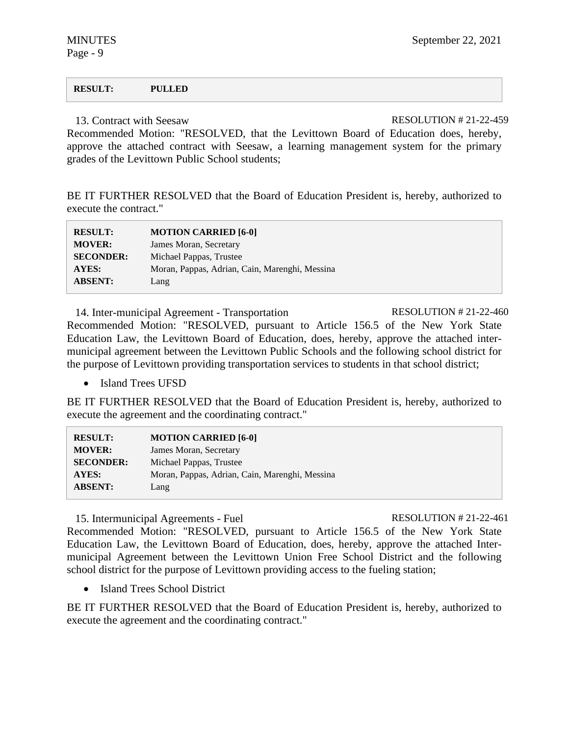| **RESULT:** | **PULLED** |
|---|---|

13. Contract with Seesaw RESOLUTION # 21-22-459

Recommended Motion: "RESOLVED, that the Levittown Board of Education does, hereby, approve the attached contract with Seesaw, a learning management system for the primary grades of the Levittown Public School students;

BE IT FURTHER RESOLVED that the Board of Education President is, hereby, authorized to execute the contract."

| **RESULT:** | **MOTION CARRIED [6-0]** |
|---|---|
| **MOVER:** | James Moran, Secretary |
| **SECONDER:** | Michael Pappas, Trustee |
| **AYES:** | Moran, Pappas, Adrian, Cain, Marenghi, Messina |
| **ABSENT:** | Lang |

14. Inter-municipal Agreement - Transportation RESOLUTION # 21-22-460

Recommended Motion: "RESOLVED, pursuant to Article 156.5 of the New York State Education Law, the Levittown Board of Education, does, hereby, approve the attached inter-municipal agreement between the Levittown Public Schools and the following school district for the purpose of Levittown providing transportation services to students in that school district;

- Island Trees UFSD

BE IT FURTHER RESOLVED that the Board of Education President is, hereby, authorized to execute the agreement and the coordinating contract."

| **RESULT:** | **MOTION CARRIED [6-0]** |
|---|---|
| **MOVER:** | James Moran, Secretary |
| **SECONDER:** | Michael Pappas, Trustee |
| **AYES:** | Moran, Pappas, Adrian, Cain, Marenghi, Messina |
| **ABSENT:** | Lang |

15. Intermunicipal Agreements - Fuel RESOLUTION # 21-22-461

Recommended Motion: "RESOLVED, pursuant to Article 156.5 of the New York State Education Law, the Levittown Board of Education, does, hereby, approve the attached Inter-municipal Agreement between the Levittown Union Free School District and the following school district for the purpose of Levittown providing access to the fueling station;

- Island Trees School District

BE IT FURTHER RESOLVED that the Board of Education President is, hereby, authorized to execute the agreement and the coordinating contract."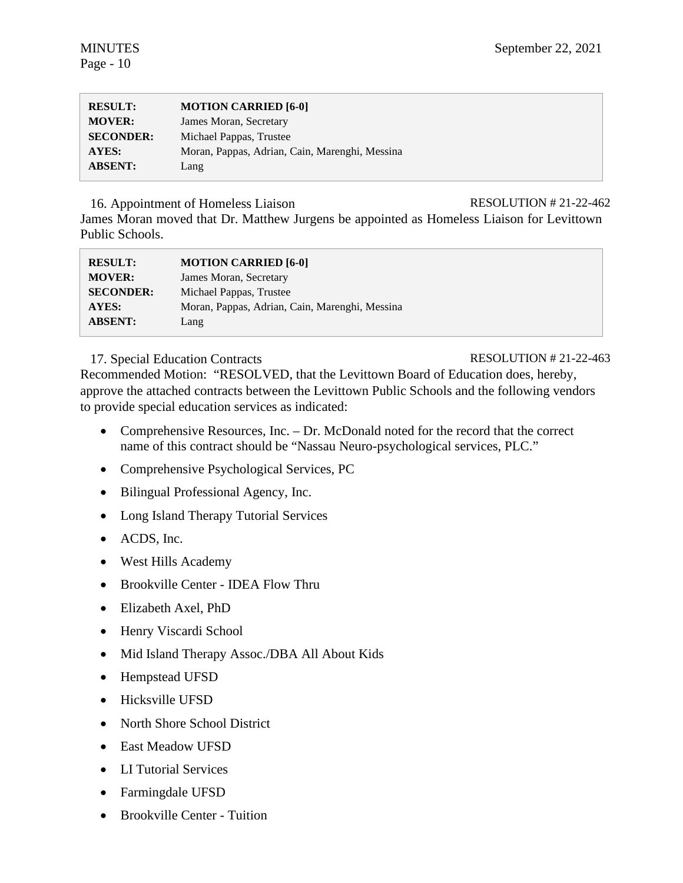| RESULT: | MOTION CARRIED [6-0] |
|---|---|
| MOVER: | James Moran, Secretary |
| SECONDER: | Michael Pappas, Trustee |
| AYES: | Moran, Pappas, Adrian, Cain, Marenghi, Messina |
| ABSENT: | Lang |

16. Appointment of Homeless Liaison RESOLUTION # 21-22-462

James Moran moved that Dr. Matthew Jurgens be appointed as Homeless Liaison for Levittown Public Schools.

| RESULT: | MOTION CARRIED [6-0] |
|---|---|
| MOVER: | James Moran, Secretary |
| SECONDER: | Michael Pappas, Trustee |
| AYES: | Moran, Pappas, Adrian, Cain, Marenghi, Messina |
| ABSENT: | Lang |

17. Special Education Contracts RESOLUTION # 21-22-463

Recommended Motion: "RESOLVED, that the Levittown Board of Education does, hereby, approve the attached contracts between the Levittown Public Schools and the following vendors to provide special education services as indicated:

- Comprehensive Resources, Inc. – Dr. McDonald noted for the record that the correct name of this contract should be "Nassau Neuro-psychological services, PLC."
- Comprehensive Psychological Services, PC
- Bilingual Professional Agency, Inc.
- Long Island Therapy Tutorial Services
- ACDS, Inc.
- West Hills Academy
- Brookville Center - IDEA Flow Thru
- Elizabeth Axel, PhD
- Henry Viscardi School
- Mid Island Therapy Assoc./DBA All About Kids
- Hempstead UFSD
- Hicksville UFSD
- North Shore School District
- East Meadow UFSD
- LI Tutorial Services
- Farmingdale UFSD
- Brookville Center - Tuition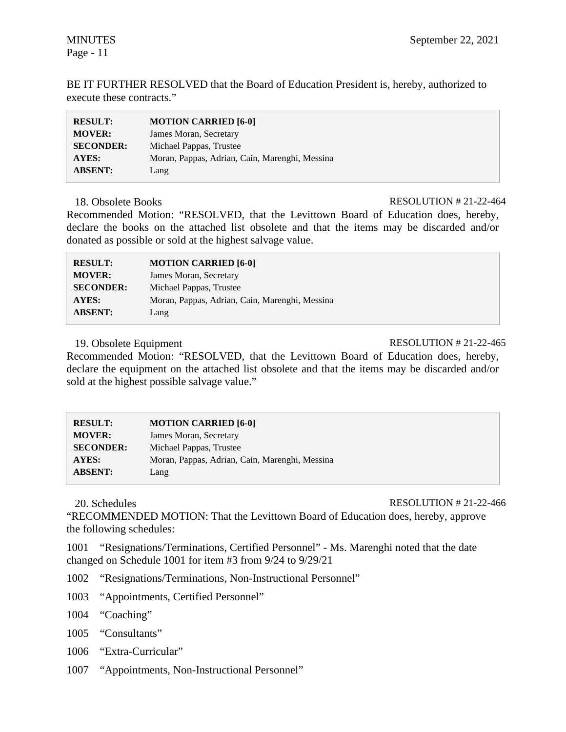BE IT FURTHER RESOLVED that the Board of Education President is, hereby, authorized to execute these contracts."

| | |
|---|---|
| **RESULT:** | **MOTION CARRIED [6-0]** |
| **MOVER:** | James Moran, Secretary |
| **SECONDER:** | Michael Pappas, Trustee |
| **AYES:** | Moran, Pappas, Adrian, Cain, Marenghi, Messina |
| **ABSENT:** | Lang |

18. Obsolete Books RESOLUTION # 21-22-464

Recommended Motion: "RESOLVED, that the Levittown Board of Education does, hereby, declare the books on the attached list obsolete and that the items may be discarded and/or donated as possible or sold at the highest salvage value.

| | |
|---|---|
| **RESULT:** | **MOTION CARRIED [6-0]** |
| **MOVER:** | James Moran, Secretary |
| **SECONDER:** | Michael Pappas, Trustee |
| **AYES:** | Moran, Pappas, Adrian, Cain, Marenghi, Messina |
| **ABSENT:** | Lang |

19. Obsolete Equipment RESOLUTION # 21-22-465

Recommended Motion: "RESOLVED, that the Levittown Board of Education does, hereby, declare the equipment on the attached list obsolete and that the items may be discarded and/or sold at the highest possible salvage value."

| | |
|---|---|
| **RESULT:** | **MOTION CARRIED [6-0]** |
| **MOVER:** | James Moran, Secretary |
| **SECONDER:** | Michael Pappas, Trustee |
| **AYES:** | Moran, Pappas, Adrian, Cain, Marenghi, Messina |
| **ABSENT:** | Lang |

20. Schedules RESOLUTION # 21-22-466

"RECOMMENDED MOTION: That the Levittown Board of Education does, hereby, approve the following schedules:

1001 "Resignations/Terminations, Certified Personnel" - Ms. Marenghi noted that the date changed on Schedule 1001 for item #3 from 9/24 to 9/29/21

1002 "Resignations/Terminations, Non-Instructional Personnel"

1003 "Appointments, Certified Personnel"

1004 "Coaching"

1005 "Consultants"

1006 "Extra-Curricular"

1007 "Appointments, Non-Instructional Personnel"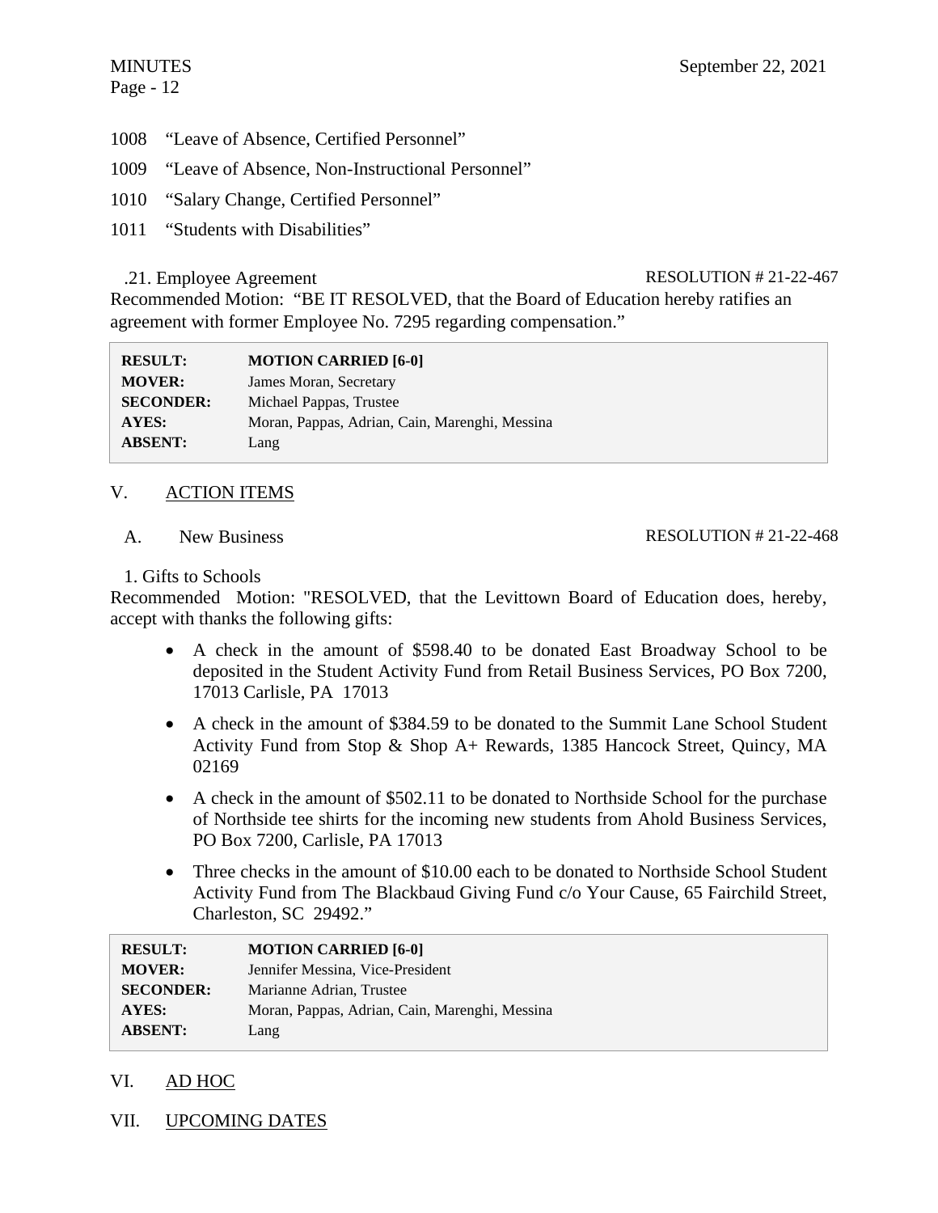1008 "Leave of Absence, Certified Personnel"

1009 "Leave of Absence, Non-Instructional Personnel"

1010 "Salary Change, Certified Personnel"

1011 "Students with Disabilities"

.21. Employee Agreement RESOLUTION # 21-22-467

Recommended Motion: "BE IT RESOLVED, that the Board of Education hereby ratifies an agreement with former Employee No. 7295 regarding compensation."

| | |
|---|---|
| **RESULT:** | **MOTION CARRIED [6-0]** |
| **MOVER:** | James Moran, Secretary |
| **SECONDER:** | Michael Pappas, Trustee |
| **AYES:** | Moran, Pappas, Adrian, Cain, Marenghi, Messina |
| **ABSENT:** | Lang |

## V. ACTION ITEMS

A. New Business RESOLUTION # 21-22-468

1. Gifts to Schools

Recommended Motion: "RESOLVED, that the Levittown Board of Education does, hereby, accept with thanks the following gifts:

- A check in the amount of $598.40 to be donated East Broadway School to be deposited in the Student Activity Fund from Retail Business Services, PO Box 7200, 17013 Carlisle, PA 17013
- A check in the amount of $384.59 to be donated to the Summit Lane School Student Activity Fund from Stop & Shop A+ Rewards, 1385 Hancock Street, Quincy, MA 02169
- A check in the amount of $502.11 to be donated to Northside School for the purchase of Northside tee shirts for the incoming new students from Ahold Business Services, PO Box 7200, Carlisle, PA 17013
- Three checks in the amount of $10.00 each to be donated to Northside School Student Activity Fund from The Blackbaud Giving Fund c/o Your Cause, 65 Fairchild Street, Charleston, SC 29492."

| | |
|---|---|
| **RESULT:** | **MOTION CARRIED [6-0]** |
| **MOVER:** | Jennifer Messina, Vice-President |
| **SECONDER:** | Marianne Adrian, Trustee |
| **AYES:** | Moran, Pappas, Adrian, Cain, Marenghi, Messina |
| **ABSENT:** | Lang |

## VI. AD HOC

## VII. UPCOMING DATES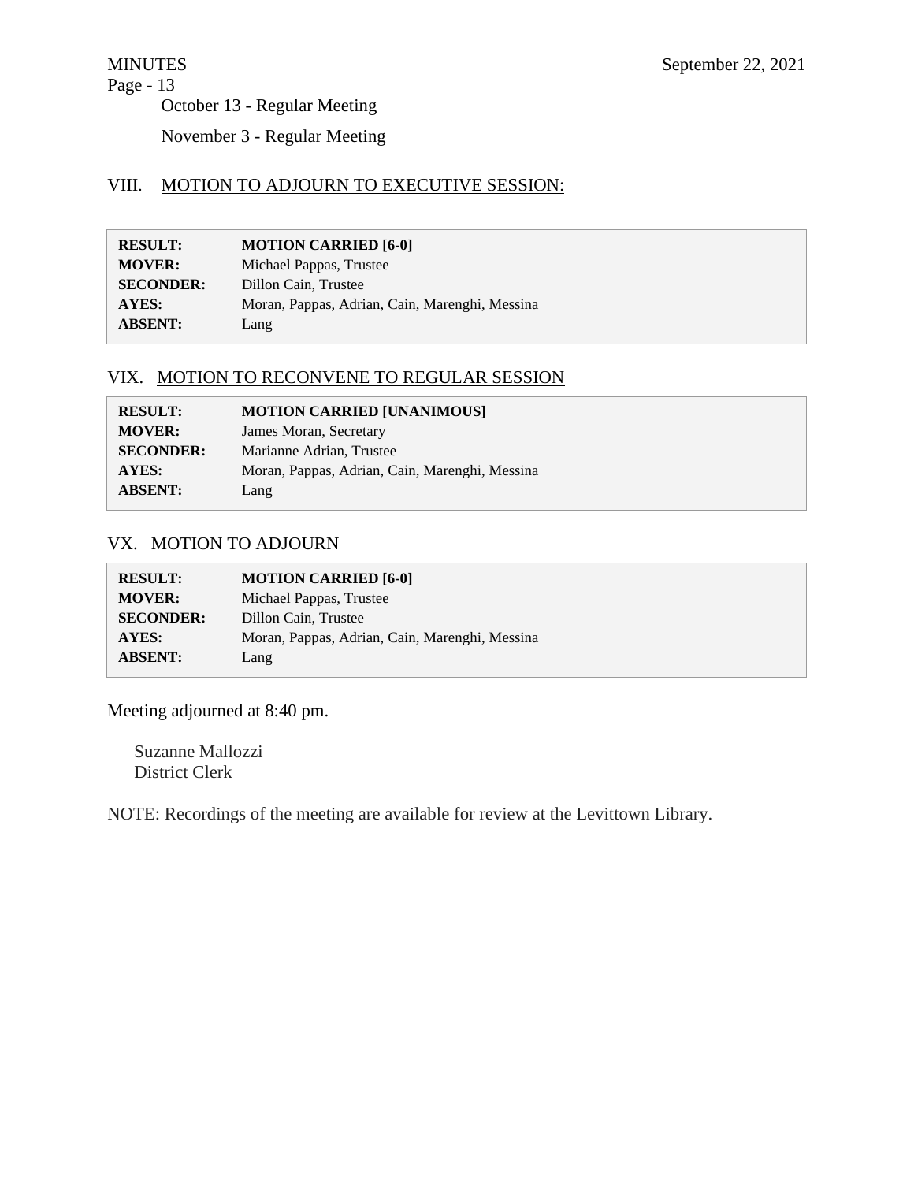October 13 - Regular Meeting

November 3 - Regular Meeting

## VIII. MOTION TO ADJOURN TO EXECUTIVE SESSION:

| | |
|---|---|
| **RESULT:** | **MOTION CARRIED [6-0]** |
| **MOVER:** | Michael Pappas, Trustee |
| **SECONDER:** | Dillon Cain, Trustee |
| **AYES:** | Moran, Pappas, Adrian, Cain, Marenghi, Messina |
| **ABSENT:** | Lang |

## VIX. MOTION TO RECONVENE TO REGULAR SESSION

| | |
|---|---|
| **RESULT:** | **MOTION CARRIED [UNANIMOUS]** |
| **MOVER:** | James Moran, Secretary |
| **SECONDER:** | Marianne Adrian, Trustee |
| **AYES:** | Moran, Pappas, Adrian, Cain, Marenghi, Messina |
| **ABSENT:** | Lang |

## VX. MOTION TO ADJOURN

| | |
|---|---|
| **RESULT:** | **MOTION CARRIED [6-0]** |
| **MOVER:** | Michael Pappas, Trustee |
| **SECONDER:** | Dillon Cain, Trustee |
| **AYES:** | Moran, Pappas, Adrian, Cain, Marenghi, Messina |
| **ABSENT:** | Lang |

Meeting adjourned at 8:40 pm.

Suzanne Mallozzi
District Clerk

NOTE: Recordings of the meeting are available for review at the Levittown Library.